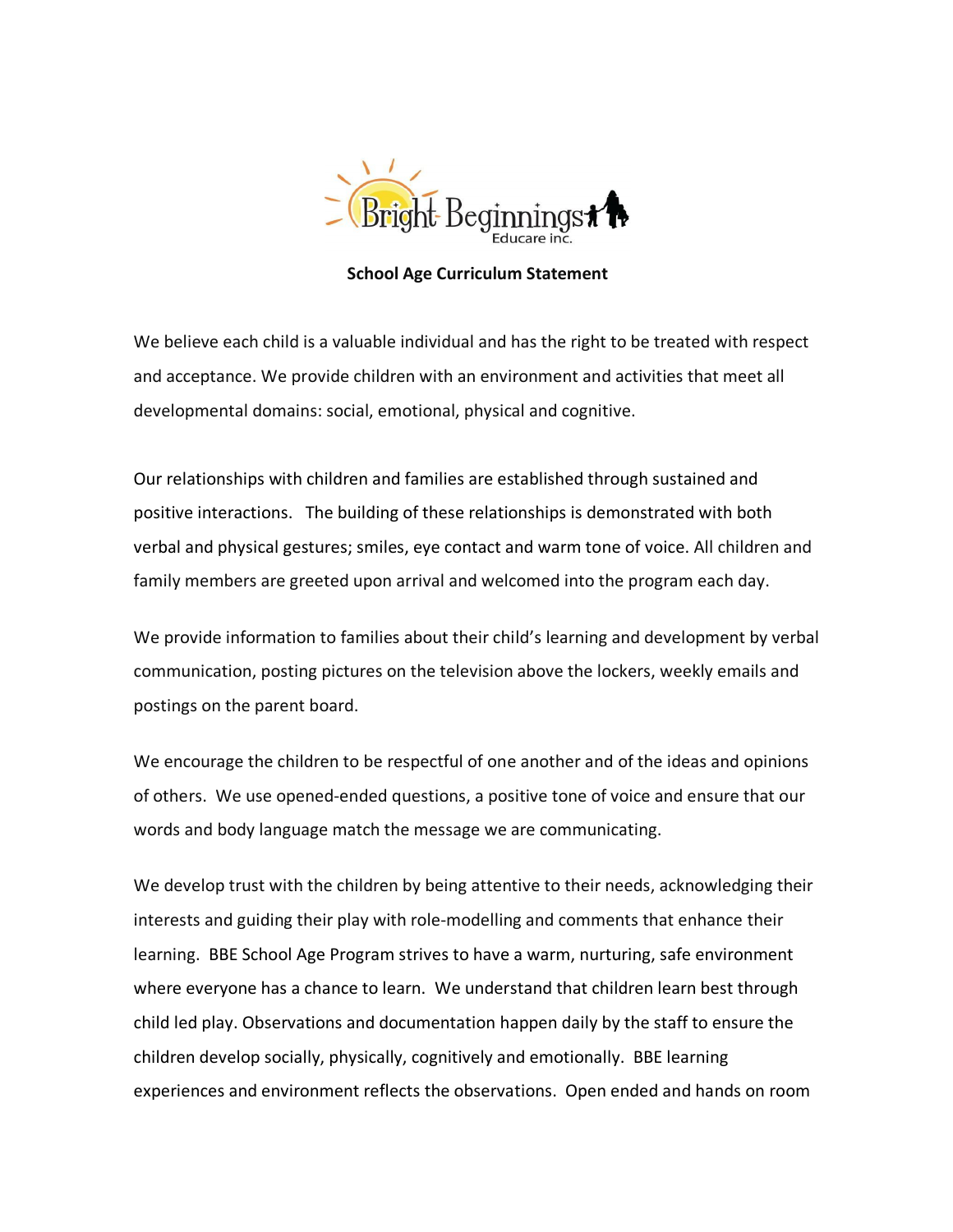Bright Beginnings Educare inc.

**School Age Curriculum Statement**

We believe each child is a valuable individual and has the right to be treated with respect and acceptance. We provide children with an environment and activities that meet all developmental domains: social, emotional, physical and cognitive.

Our relationships with children and families are established through sustained and positive interactions. The building of these relationships is demonstrated with both verbal and physical gestures; smiles, eye contact and warm tone of voice. All children and family members are greeted upon arrival and welcomed into the program each day.

We provide information to families about their child's learning and development by verbal communication, posting pictures on the television above the lockers, weekly emails and postings on the parent board.

We encourage the children to be respectful of one another and of the ideas and opinions of others. We use opened-ended questions, a positive tone of voice and ensure that our words and body language match the message we are communicating.

We develop trust with the children by being attentive to their needs, acknowledging their interests and guiding their play with role-modelling and comments that enhance their learning. BBE School Age Program strives to have a warm, nurturing, safe environment where everyone has a chance to learn. We understand that children learn best through child led play. Observations and documentation happen daily by the staff to ensure the children develop socially, physically, cognitively and emotionally. BBE learning experiences and environment reflects the observations. Open ended and hands on room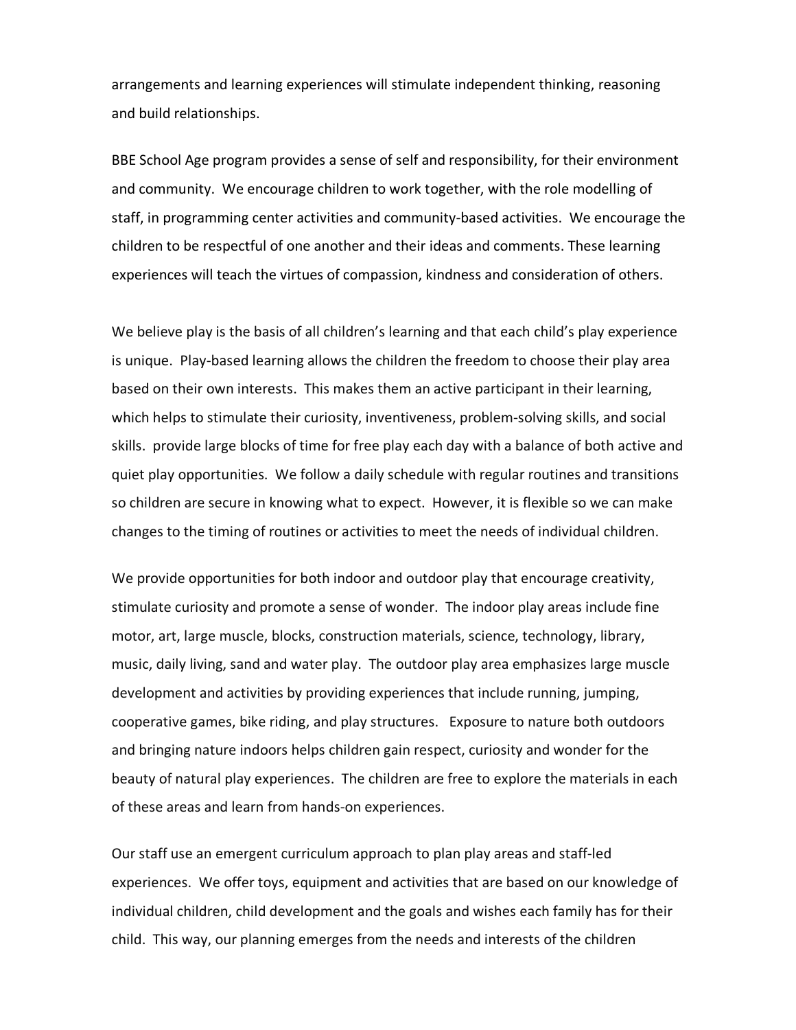arrangements and learning experiences will stimulate independent thinking, reasoning and build relationships.

BBE School Age program provides a sense of self and responsibility, for their environment and community. We encourage children to work together, with the role modelling of staff, in programming center activities and community-based activities. We encourage the children to be respectful of one another and their ideas and comments. These learning experiences will teach the virtues of compassion, kindness and consideration of others.

We believe play is the basis of all children's learning and that each child's play experience is unique. Play-based learning allows the children the freedom to choose their play area based on their own interests. This makes them an active participant in their learning, which helps to stimulate their curiosity, inventiveness, problem-solving skills, and social skills. provide large blocks of time for free play each day with a balance of both active and quiet play opportunities. We follow a daily schedule with regular routines and transitions so children are secure in knowing what to expect. However, it is flexible so we can make changes to the timing of routines or activities to meet the needs of individual children.

We provide opportunities for both indoor and outdoor play that encourage creativity, stimulate curiosity and promote a sense of wonder. The indoor play areas include fine motor, art, large muscle, blocks, construction materials, science, technology, library, music, daily living, sand and water play. The outdoor play area emphasizes large muscle development and activities by providing experiences that include running, jumping, cooperative games, bike riding, and play structures. Exposure to nature both outdoors and bringing nature indoors helps children gain respect, curiosity and wonder for the beauty of natural play experiences. The children are free to explore the materials in each of these areas and learn from hands-on experiences.

Our staff use an emergent curriculum approach to plan play areas and staff-led experiences. We offer toys, equipment and activities that are based on our knowledge of individual children, child development and the goals and wishes each family has for their child. This way, our planning emerges from the needs and interests of the children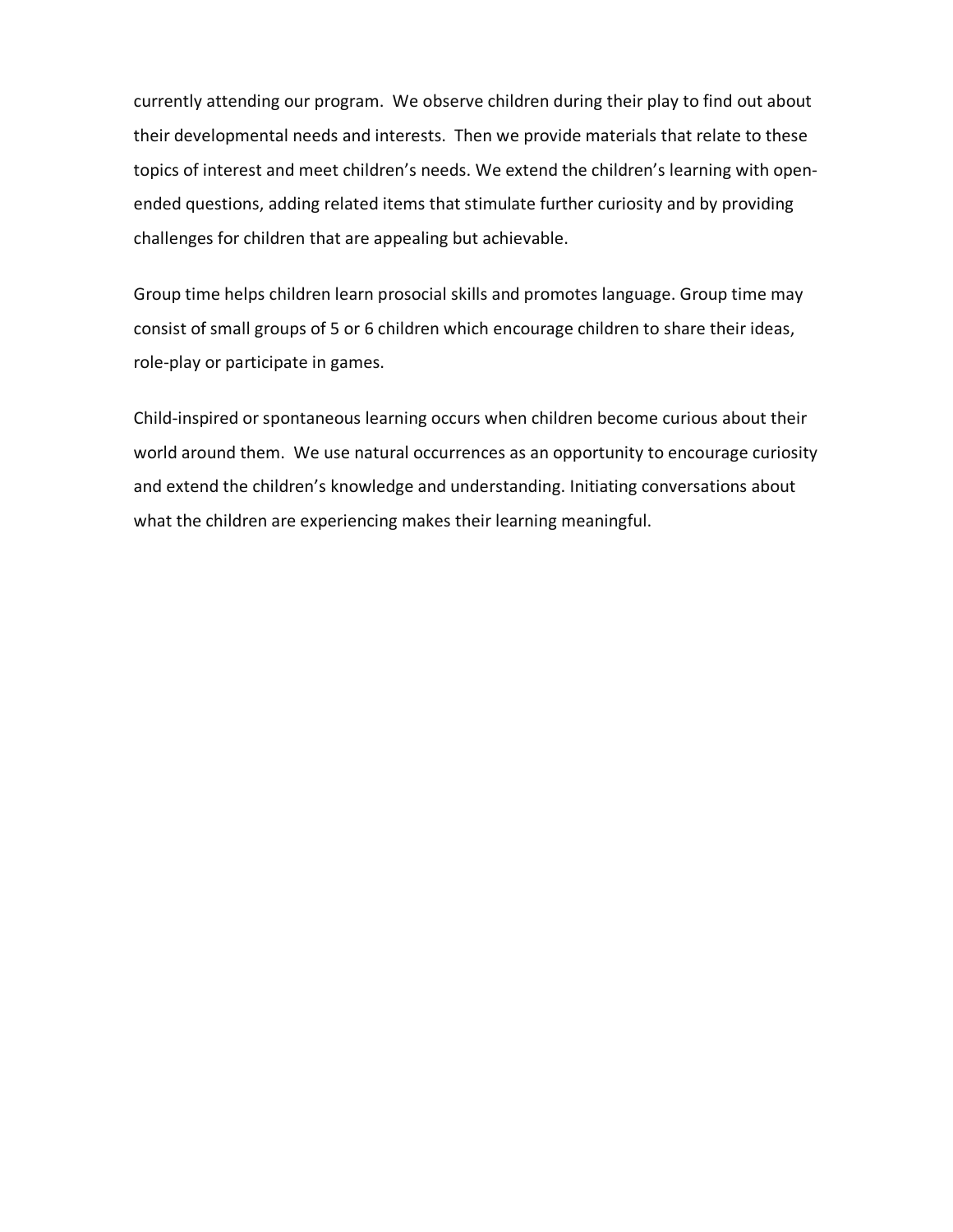currently attending our program. We observe children during their play to find out about their developmental needs and interests. Then we provide materials that relate to these topics of interest and meet children's needs. We extend the children's learning with open-ended questions, adding related items that stimulate further curiosity and by providing challenges for children that are appealing but achievable.

Group time helps children learn prosocial skills and promotes language. Group time may consist of small groups of 5 or 6 children which encourage children to share their ideas, role-play or participate in games.

Child-inspired or spontaneous learning occurs when children become curious about their world around them. We use natural occurrences as an opportunity to encourage curiosity and extend the children's knowledge and understanding. Initiating conversations about what the children are experiencing makes their learning meaningful.